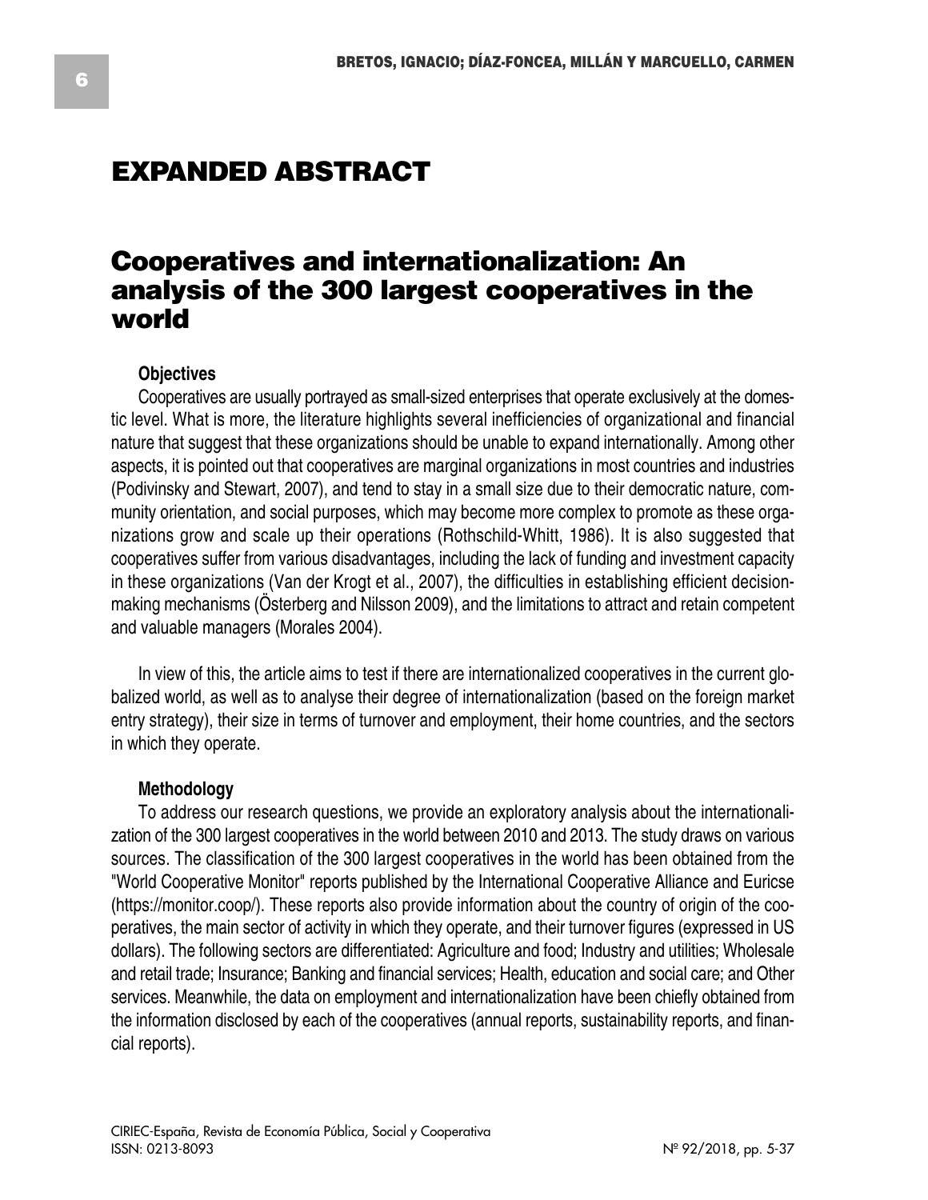# EXPANDED ABSTRACT

## Cooperatives and internationalization: An analysis of the 300 largest cooperatives in the world

### Objectives

Cooperatives are usually portrayed as small-sized enterprises that operate exclusively at the domestic level. What is more, the literature highlights several inefficiencies of organizational and financial nature that suggest that these organizations should be unable to expand internationally. Among other aspects, it is pointed out that cooperatives are marginal organizations in most countries and industries (Podivinsky and Stewart, 2007), and tend to stay in a small size due to their democratic nature, community orientation, and social purposes, which may become more complex to promote as these organizations grow and scale up their operations (Rothschild-Whitt, 1986). It is also suggested that cooperatives suffer from various disadvantages, including the lack of funding and investment capacity in these organizations (Van der Krogt et al., 2007), the difficulties in establishing efficient decision-making mechanisms (Österberg and Nilsson 2009), and the limitations to attract and retain competent and valuable managers (Morales 2004).

In view of this, the article aims to test if there are internationalized cooperatives in the current globalized world, as well as to analyse their degree of internationalization (based on the foreign market entry strategy), their size in terms of turnover and employment, their home countries, and the sectors in which they operate.

### Methodology

To address our research questions, we provide an exploratory analysis about the internationalization of the 300 largest cooperatives in the world between 2010 and 2013. The study draws on various sources. The classification of the 300 largest cooperatives in the world has been obtained from the "World Cooperative Monitor" reports published by the International Cooperative Alliance and Euricse (https://monitor.coop/). These reports also provide information about the country of origin of the cooperatives, the main sector of activity in which they operate, and their turnover figures (expressed in US dollars). The following sectors are differentiated: Agriculture and food; Industry and utilities; Wholesale and retail trade; Insurance; Banking and financial services; Health, education and social care; and Other services. Meanwhile, the data on employment and internationalization have been chiefly obtained from the information disclosed by each of the cooperatives (annual reports, sustainability reports, and financial reports).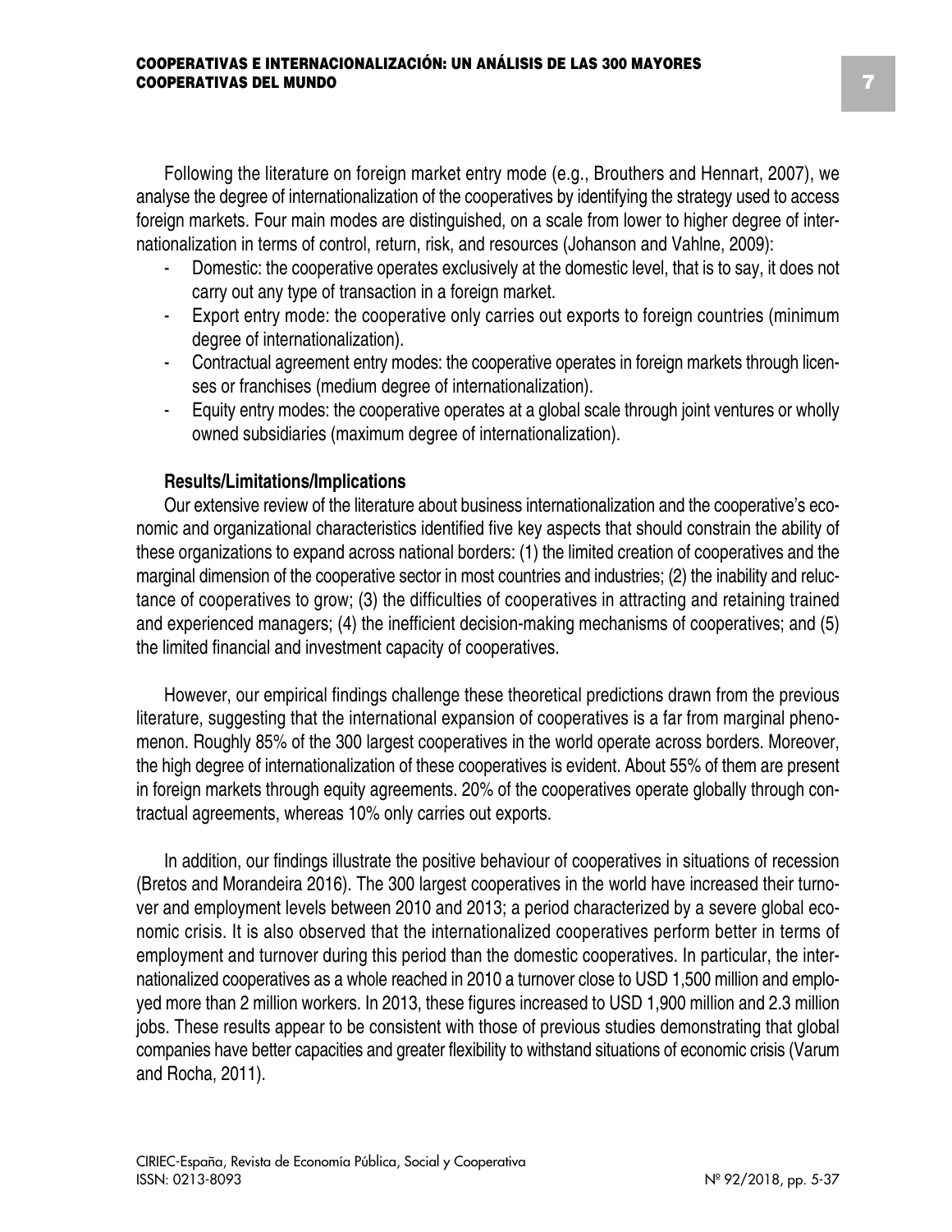Following the literature on foreign market entry mode (e.g., Brouthers and Hennart, 2007), we analyse the degree of internationalization of the cooperatives by identifying the strategy used to access foreign markets. Four main modes are distinguished, on a scale from lower to higher degree of internationalization in terms of control, return, risk, and resources (Johanson and Vahlne, 2009):

- Domestic: the cooperative operates exclusively at the domestic level, that is to say, it does not carry out any type of transaction in a foreign market.
- Export entry mode: the cooperative only carries out exports to foreign countries (minimum degree of internationalization).
- Contractual agreement entry modes: the cooperative operates in foreign markets through licenses or franchises (medium degree of internationalization).
- Equity entry modes: the cooperative operates at a global scale through joint ventures or wholly owned subsidiaries (maximum degree of internationalization).

**Results/Limitations/Implications**

Our extensive review of the literature about business internationalization and the cooperative's economic and organizational characteristics identified five key aspects that should constrain the ability of these organizations to expand across national borders: (1) the limited creation of cooperatives and the marginal dimension of the cooperative sector in most countries and industries; (2) the inability and reluctance of cooperatives to grow; (3) the difficulties of cooperatives in attracting and retaining trained and experienced managers; (4) the inefficient decision-making mechanisms of cooperatives; and (5) the limited financial and investment capacity of cooperatives.

However, our empirical findings challenge these theoretical predictions drawn from the previous literature, suggesting that the international expansion of cooperatives is a far from marginal phenomenon. Roughly 85% of the 300 largest cooperatives in the world operate across borders. Moreover, the high degree of internationalization of these cooperatives is evident. About 55% of them are present in foreign markets through equity agreements. 20% of the cooperatives operate globally through contractual agreements, whereas 10% only carries out exports.

In addition, our findings illustrate the positive behaviour of cooperatives in situations of recession (Bretos and Morandeira 2016). The 300 largest cooperatives in the world have increased their turnover and employment levels between 2010 and 2013; a period characterized by a severe global economic crisis. It is also observed that the internationalized cooperatives perform better in terms of employment and turnover during this period than the domestic cooperatives. In particular, the internationalized cooperatives as a whole reached in 2010 a turnover close to USD 1,500 million and employed more than 2 million workers. In 2013, these figures increased to USD 1,900 million and 2.3 million jobs. These results appear to be consistent with those of previous studies demonstrating that global companies have better capacities and greater flexibility to withstand situations of economic crisis (Varum and Rocha, 2011).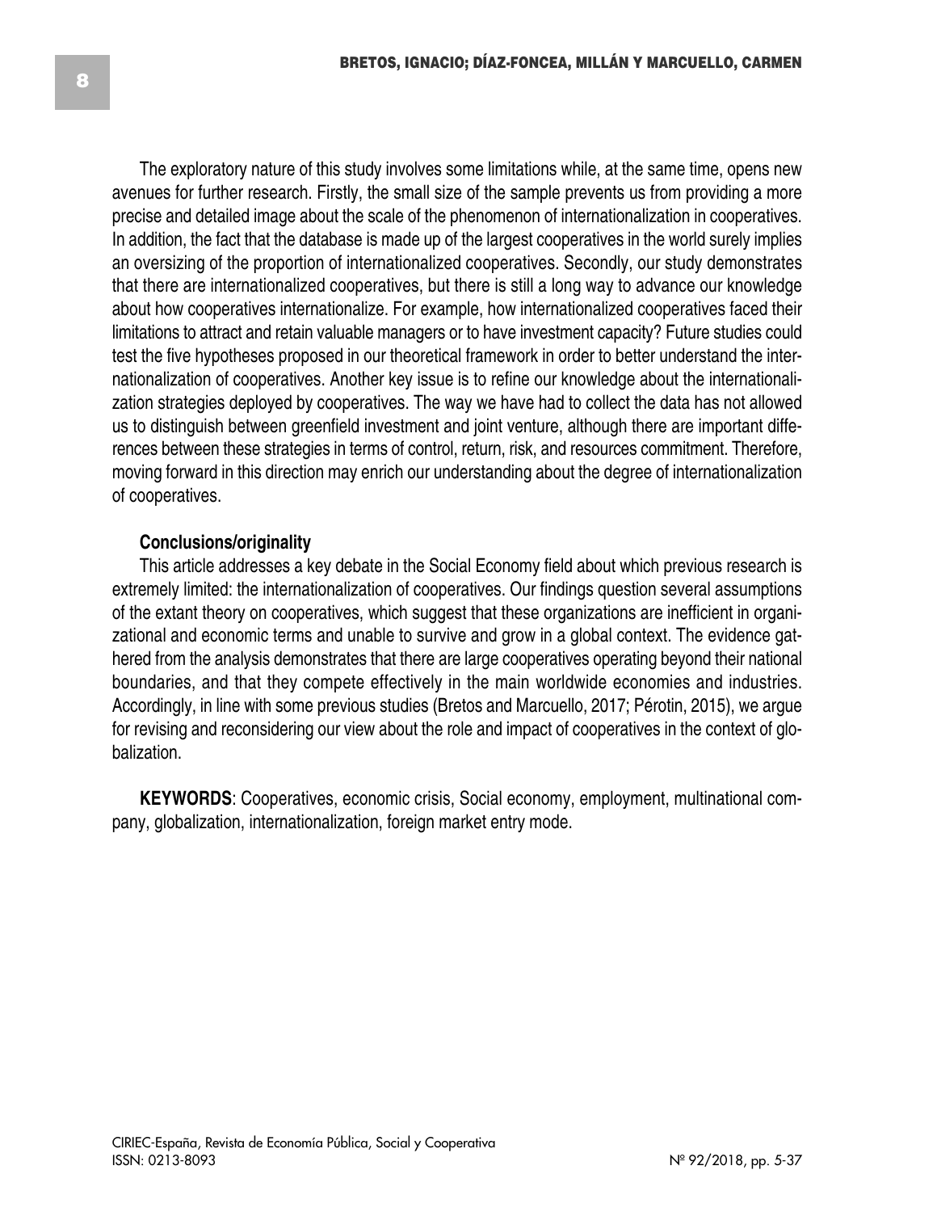The exploratory nature of this study involves some limitations while, at the same time, opens new avenues for further research. Firstly, the small size of the sample prevents us from providing a more precise and detailed image about the scale of the phenomenon of internationalization in cooperatives. In addition, the fact that the database is made up of the largest cooperatives in the world surely implies an oversizing of the proportion of internationalized cooperatives. Secondly, our study demonstrates that there are internationalized cooperatives, but there is still a long way to advance our knowledge about how cooperatives internationalize. For example, how internationalized cooperatives faced their limitations to attract and retain valuable managers or to have investment capacity? Future studies could test the five hypotheses proposed in our theoretical framework in order to better understand the internationalization of cooperatives. Another key issue is to refine our knowledge about the internationalization strategies deployed by cooperatives. The way we have had to collect the data has not allowed us to distinguish between greenfield investment and joint venture, although there are important differences between these strategies in terms of control, return, risk, and resources commitment. Therefore, moving forward in this direction may enrich our understanding about the degree of internationalization of cooperatives.

**Conclusions/originality**

This article addresses a key debate in the Social Economy field about which previous research is extremely limited: the internationalization of cooperatives. Our findings question several assumptions of the extant theory on cooperatives, which suggest that these organizations are inefficient in organizational and economic terms and unable to survive and grow in a global context. The evidence gathered from the analysis demonstrates that there are large cooperatives operating beyond their national boundaries, and that they compete effectively in the main worldwide economies and industries. Accordingly, in line with some previous studies (Bretos and Marcuello, 2017; Pérotin, 2015), we argue for revising and reconsidering our view about the role and impact of cooperatives in the context of globalization.

**KEYWORDS**: Cooperatives, economic crisis, Social economy, employment, multinational company, globalization, internationalization, foreign market entry mode.